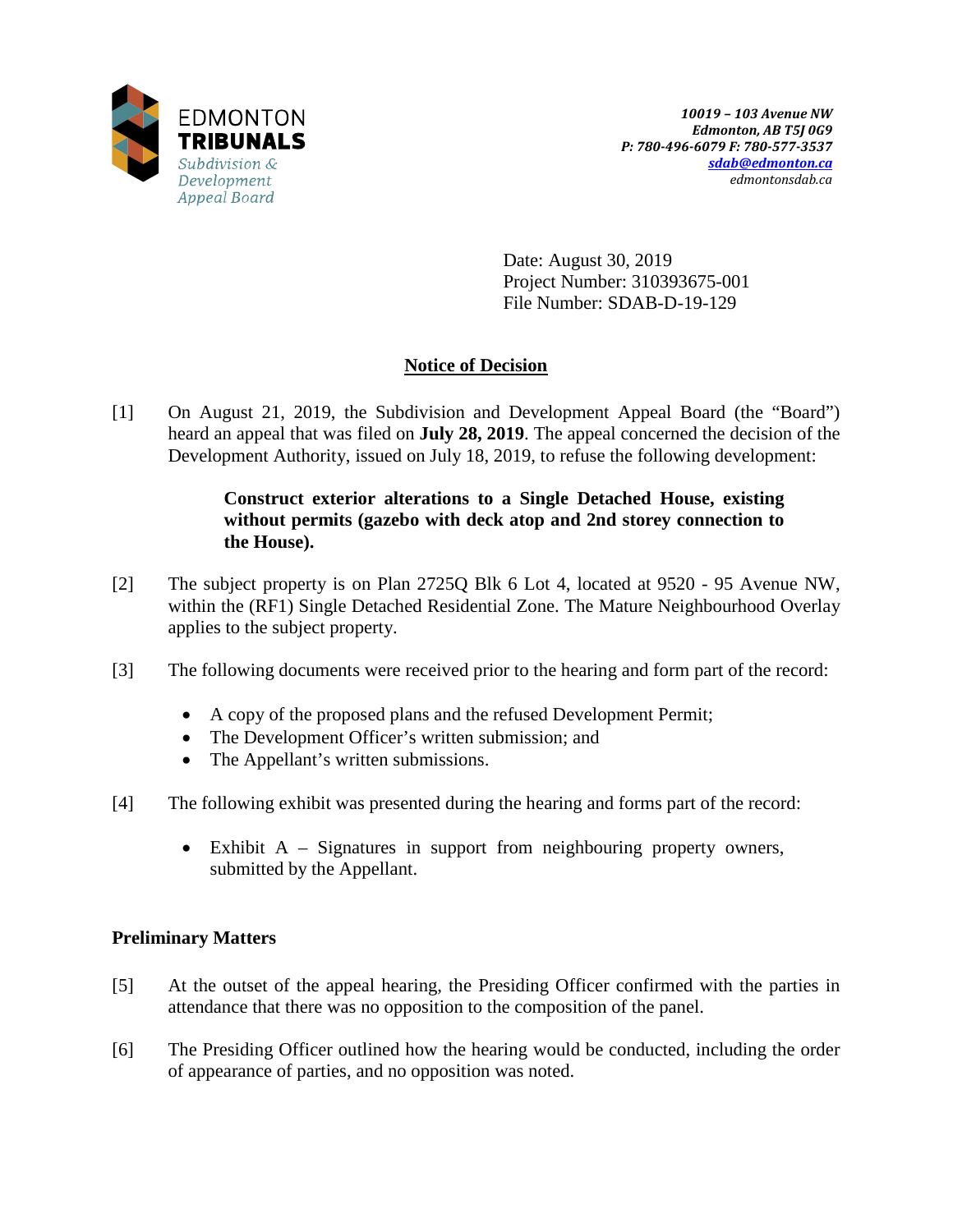EDMONTON **TRIBUNALS**
*Subdivision & Development Appeal Board*

***10019 – 103 Avenue NW***
***Edmonton, AB T5J 0G9***
***P: 780-496-6079 F: 780-577-3537***
***sdab@edmonton.ca***
*edmontonsdab.ca*

Date: August 30, 2019
Project Number: 310393675-001
File Number: SDAB-D-19-129

## Notice of Decision

[1] On August 21, 2019, the Subdivision and Development Appeal Board (the "Board") heard an appeal that was filed on **July 28, 2019**. The appeal concerned the decision of the Development Authority, issued on July 18, 2019, to refuse the following development:

> **Construct exterior alterations to a Single Detached House, existing without permits (gazebo with deck atop and 2nd storey connection to the House).**

[2] The subject property is on Plan 2725Q Blk 6 Lot 4, located at 9520 - 95 Avenue NW, within the (RF1) Single Detached Residential Zone. The Mature Neighbourhood Overlay applies to the subject property.

[3] The following documents were received prior to the hearing and form part of the record:

- A copy of the proposed plans and the refused Development Permit;
- The Development Officer's written submission; and
- The Appellant's written submissions.

[4] The following exhibit was presented during the hearing and forms part of the record:

- Exhibit A – Signatures in support from neighbouring property owners, submitted by the Appellant.

### Preliminary Matters

[5] At the outset of the appeal hearing, the Presiding Officer confirmed with the parties in attendance that there was no opposition to the composition of the panel.

[6] The Presiding Officer outlined how the hearing would be conducted, including the order of appearance of parties, and no opposition was noted.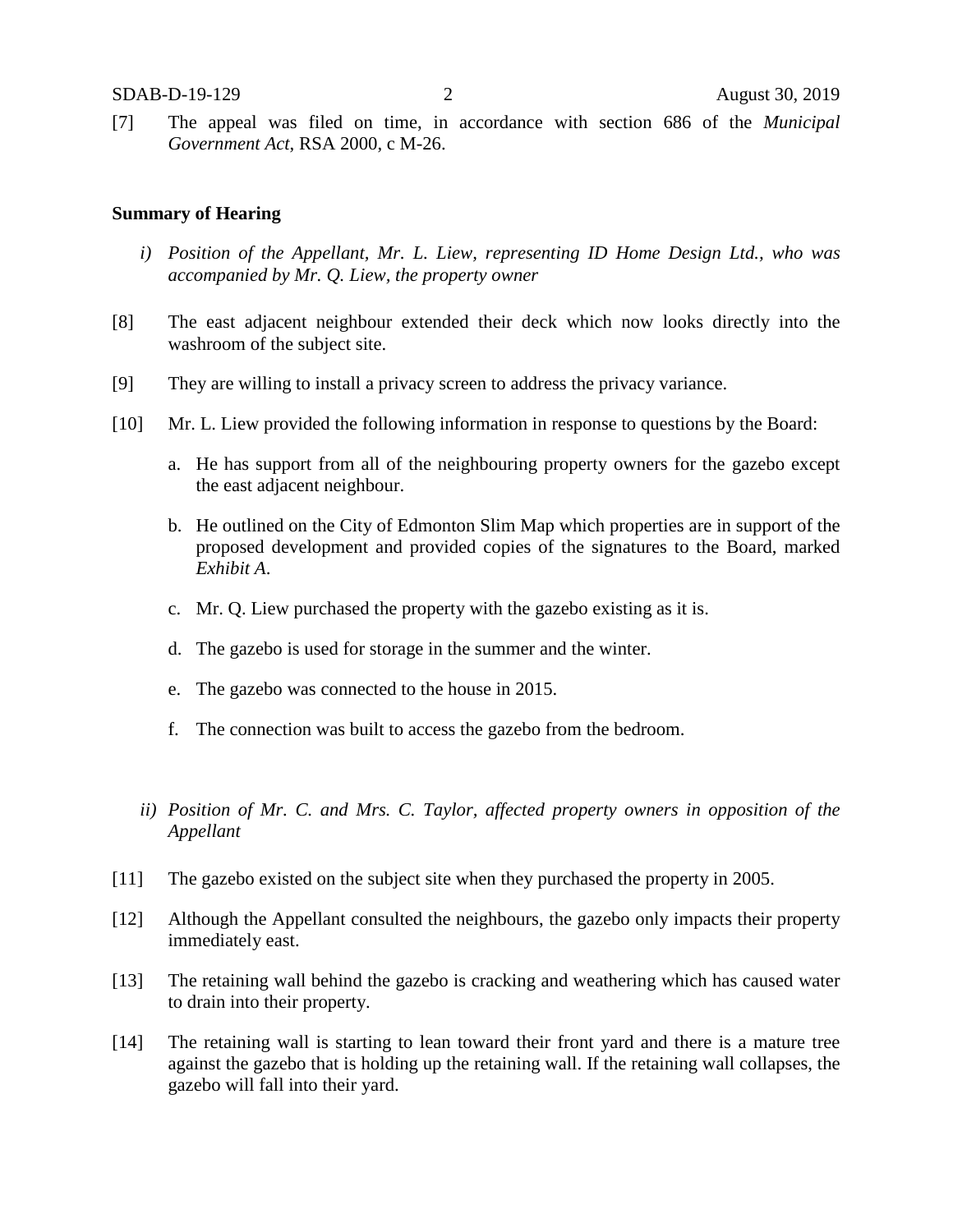[7] The appeal was filed on time, in accordance with section 686 of the *Municipal Government Act*, RSA 2000, c M-26.

**Summary of Hearing**

*i) Position of the Appellant, Mr. L. Liew, representing ID Home Design Ltd., who was accompanied by Mr. Q. Liew, the property owner*

[8] The east adjacent neighbour extended their deck which now looks directly into the washroom of the subject site.

[9] They are willing to install a privacy screen to address the privacy variance.

[10] Mr. L. Liew provided the following information in response to questions by the Board:

a. He has support from all of the neighbouring property owners for the gazebo except the east adjacent neighbour.

b. He outlined on the City of Edmonton Slim Map which properties are in support of the proposed development and provided copies of the signatures to the Board, marked *Exhibit A*.

c. Mr. Q. Liew purchased the property with the gazebo existing as it is.

d. The gazebo is used for storage in the summer and the winter.

e. The gazebo was connected to the house in 2015.

f. The connection was built to access the gazebo from the bedroom.

*ii) Position of Mr. C. and Mrs. C. Taylor, affected property owners in opposition of the Appellant*

[11] The gazebo existed on the subject site when they purchased the property in 2005.

[12] Although the Appellant consulted the neighbours, the gazebo only impacts their property immediately east.

[13] The retaining wall behind the gazebo is cracking and weathering which has caused water to drain into their property.

[14] The retaining wall is starting to lean toward their front yard and there is a mature tree against the gazebo that is holding up the retaining wall. If the retaining wall collapses, the gazebo will fall into their yard.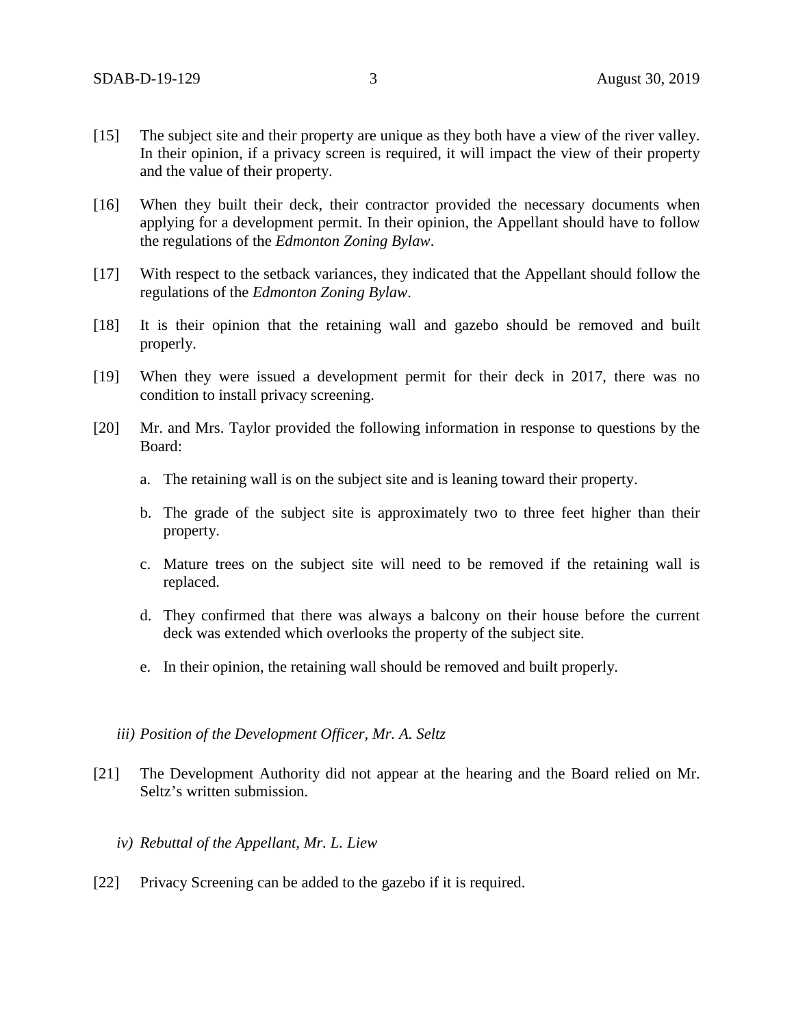[15] The subject site and their property are unique as they both have a view of the river valley. In their opinion, if a privacy screen is required, it will impact the view of their property and the value of their property.

[16] When they built their deck, their contractor provided the necessary documents when applying for a development permit. In their opinion, the Appellant should have to follow the regulations of the *Edmonton Zoning Bylaw*.

[17] With respect to the setback variances, they indicated that the Appellant should follow the regulations of the *Edmonton Zoning Bylaw*.

[18] It is their opinion that the retaining wall and gazebo should be removed and built properly.

[19] When they were issued a development permit for their deck in 2017, there was no condition to install privacy screening.

[20] Mr. and Mrs. Taylor provided the following information in response to questions by the Board:

a. The retaining wall is on the subject site and is leaning toward their property.

b. The grade of the subject site is approximately two to three feet higher than their property.

c. Mature trees on the subject site will need to be removed if the retaining wall is replaced.

d. They confirmed that there was always a balcony on their house before the current deck was extended which overlooks the property of the subject site.

e. In their opinion, the retaining wall should be removed and built properly.

*iii) Position of the Development Officer, Mr. A. Seltz*

[21] The Development Authority did not appear at the hearing and the Board relied on Mr. Seltz's written submission.

*iv) Rebuttal of the Appellant, Mr. L. Liew*

[22] Privacy Screening can be added to the gazebo if it is required.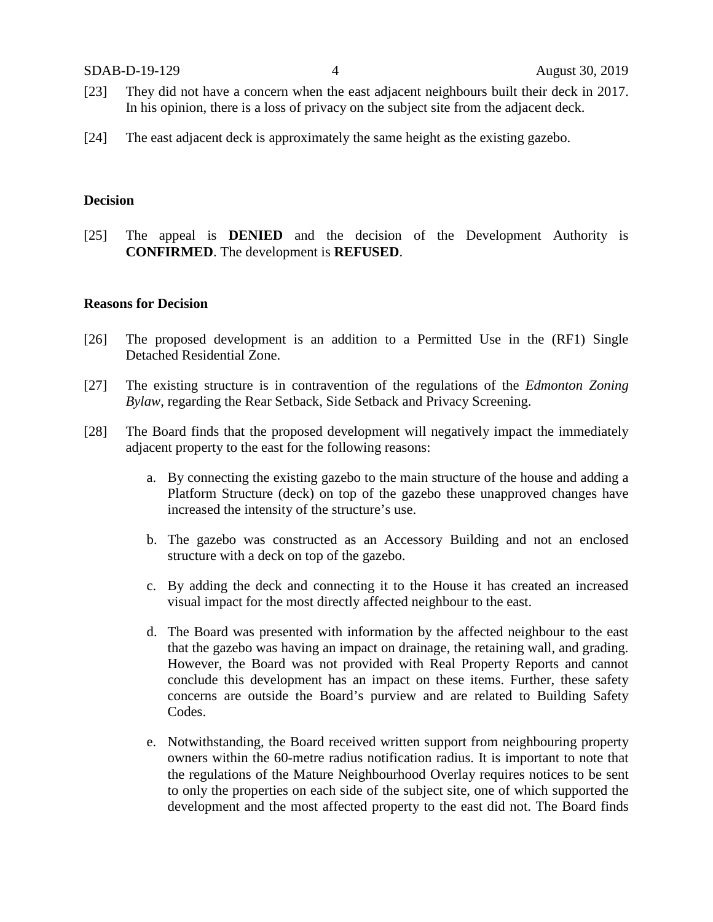[23] They did not have a concern when the east adjacent neighbours built their deck in 2017. In his opinion, there is a loss of privacy on the subject site from the adjacent deck.

[24] The east adjacent deck is approximately the same height as the existing gazebo.

**Decision**

[25] The appeal is **DENIED** and the decision of the Development Authority is **CONFIRMED**. The development is **REFUSED**.

**Reasons for Decision**

[26] The proposed development is an addition to a Permitted Use in the (RF1) Single Detached Residential Zone.

[27] The existing structure is in contravention of the regulations of the *Edmonton Zoning Bylaw*, regarding the Rear Setback, Side Setback and Privacy Screening.

[28] The Board finds that the proposed development will negatively impact the immediately adjacent property to the east for the following reasons:

a. By connecting the existing gazebo to the main structure of the house and adding a Platform Structure (deck) on top of the gazebo these unapproved changes have increased the intensity of the structure's use.

b. The gazebo was constructed as an Accessory Building and not an enclosed structure with a deck on top of the gazebo.

c. By adding the deck and connecting it to the House it has created an increased visual impact for the most directly affected neighbour to the east.

d. The Board was presented with information by the affected neighbour to the east that the gazebo was having an impact on drainage, the retaining wall, and grading. However, the Board was not provided with Real Property Reports and cannot conclude this development has an impact on these items. Further, these safety concerns are outside the Board's purview and are related to Building Safety Codes.

e. Notwithstanding, the Board received written support from neighbouring property owners within the 60-metre radius notification radius. It is important to note that the regulations of the Mature Neighbourhood Overlay requires notices to be sent to only the properties on each side of the subject site, one of which supported the development and the most affected property to the east did not. The Board finds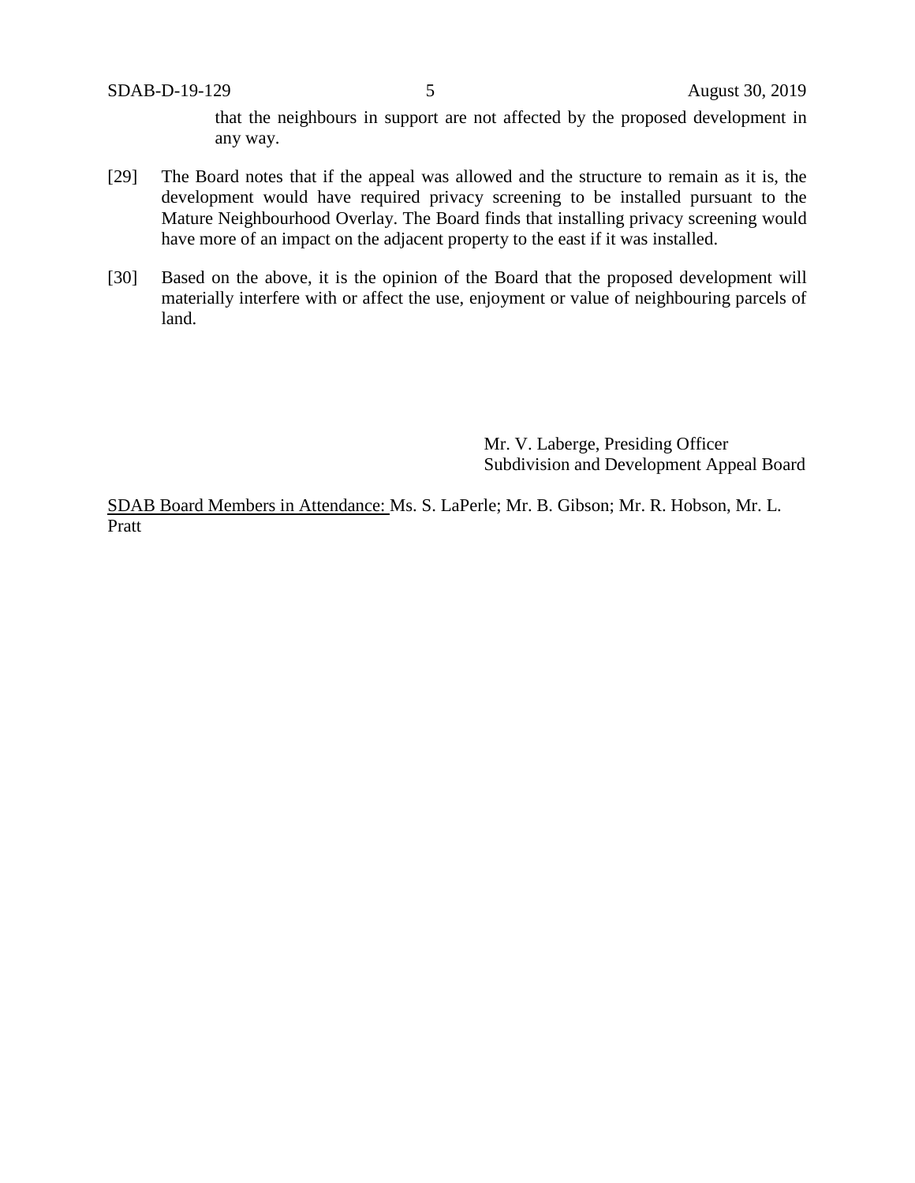that the neighbours in support are not affected by the proposed development in any way.

[29] The Board notes that if the appeal was allowed and the structure to remain as it is, the development would have required privacy screening to be installed pursuant to the Mature Neighbourhood Overlay. The Board finds that installing privacy screening would have more of an impact on the adjacent property to the east if it was installed.

[30] Based on the above, it is the opinion of the Board that the proposed development will materially interfere with or affect the use, enjoyment or value of neighbouring parcels of land.

Mr. V. Laberge, Presiding Officer
Subdivision and Development Appeal Board

<u>SDAB Board Members in Attendance:</u> Ms. S. LaPerle; Mr. B. Gibson; Mr. R. Hobson, Mr. L. Pratt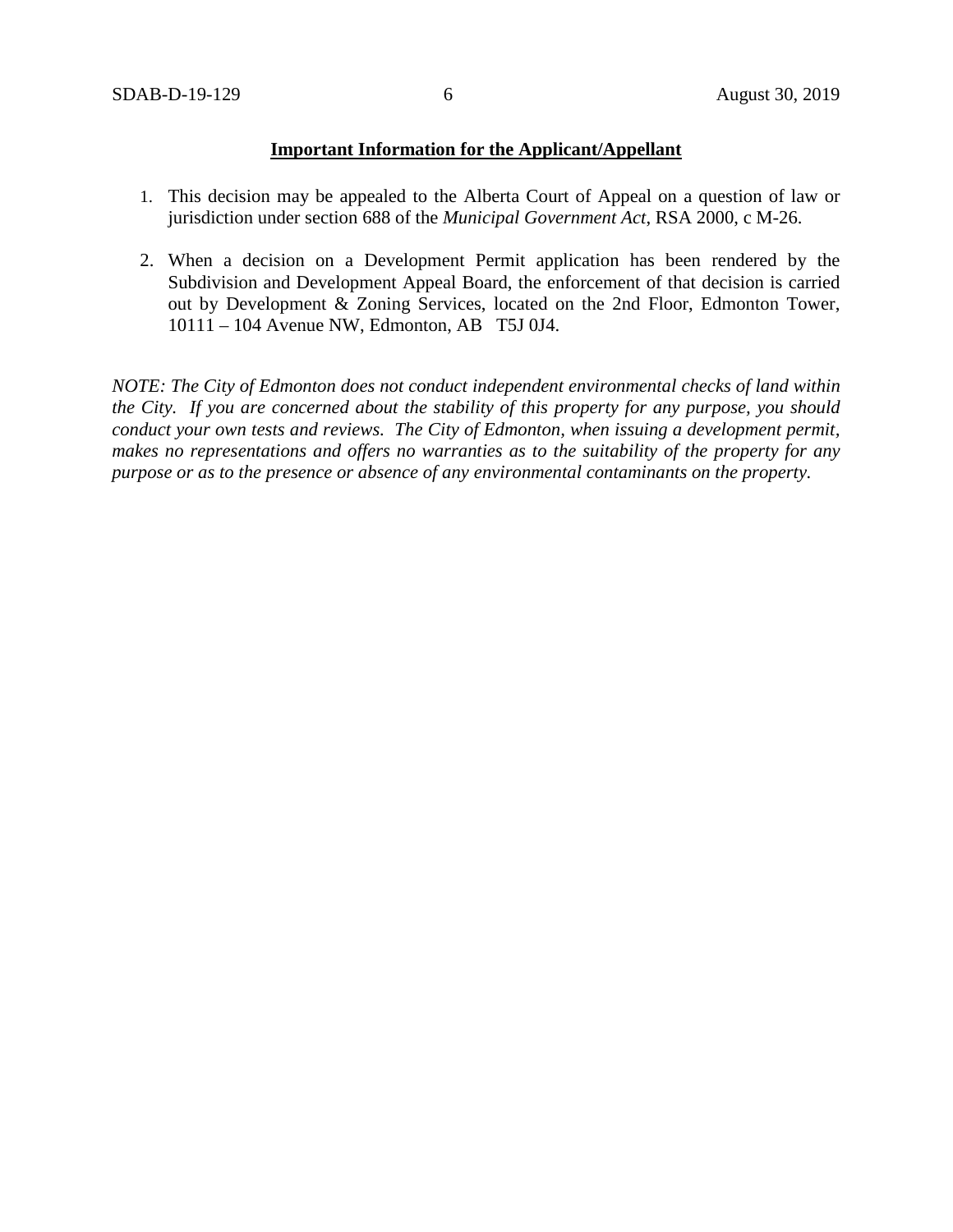**Important Information for the Applicant/Appellant**

1. This decision may be appealed to the Alberta Court of Appeal on a question of law or jurisdiction under section 688 of the *Municipal Government Act*, RSA 2000, c M-26.

2. When a decision on a Development Permit application has been rendered by the Subdivision and Development Appeal Board, the enforcement of that decision is carried out by Development & Zoning Services, located on the 2nd Floor, Edmonton Tower, 10111 – 104 Avenue NW, Edmonton, AB T5J 0J4.

*NOTE: The City of Edmonton does not conduct independent environmental checks of land within the City. If you are concerned about the stability of this property for any purpose, you should conduct your own tests and reviews. The City of Edmonton, when issuing a development permit, makes no representations and offers no warranties as to the suitability of the property for any purpose or as to the presence or absence of any environmental contaminants on the property.*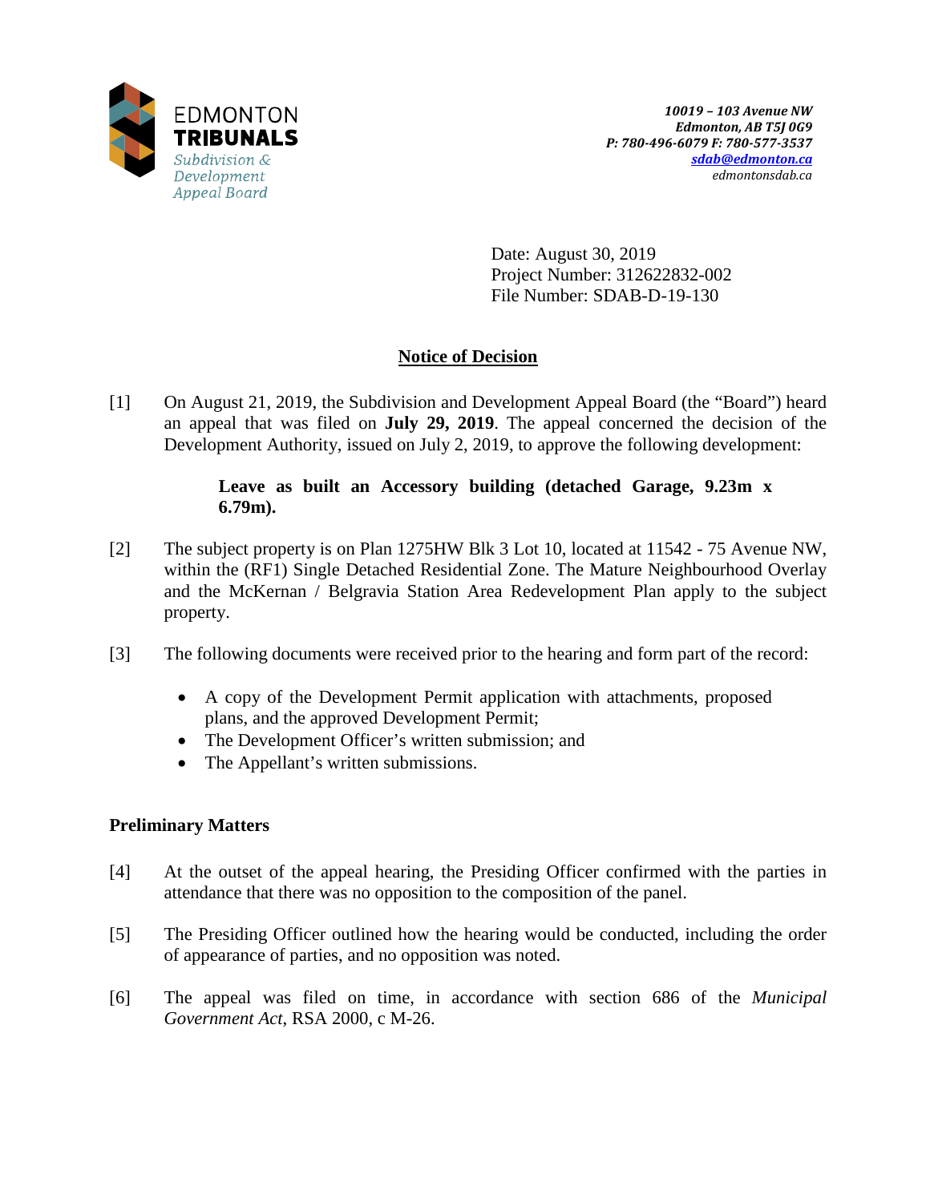EDMONTON
**TRIBUNALS**
*Subdivision & Development Appeal Board*

*10019 – 103 Avenue NW*
*Edmonton, AB T5J 0G9*
*P: 780-496-6079 F: 780-577-3537*
*sdab@edmonton.ca*
*edmontonsdab.ca*

Date: August 30, 2019
Project Number: 312622832-002
File Number: SDAB-D-19-130

## Notice of Decision

[1] On August 21, 2019, the Subdivision and Development Appeal Board (the "Board") heard an appeal that was filed on **July 29, 2019**. The appeal concerned the decision of the Development Authority, issued on July 2, 2019, to approve the following development:

> **Leave as built an Accessory building (detached Garage, 9.23m x 6.79m).**

[2] The subject property is on Plan 1275HW Blk 3 Lot 10, located at 11542 - 75 Avenue NW, within the (RF1) Single Detached Residential Zone. The Mature Neighbourhood Overlay and the McKernan / Belgravia Station Area Redevelopment Plan apply to the subject property.

[3] The following documents were received prior to the hearing and form part of the record:

- A copy of the Development Permit application with attachments, proposed plans, and the approved Development Permit;
- The Development Officer's written submission; and
- The Appellant's written submissions.

### Preliminary Matters

[4] At the outset of the appeal hearing, the Presiding Officer confirmed with the parties in attendance that there was no opposition to the composition of the panel.

[5] The Presiding Officer outlined how the hearing would be conducted, including the order of appearance of parties, and no opposition was noted.

[6] The appeal was filed on time, in accordance with section 686 of the *Municipal Government Act*, RSA 2000, c M-26.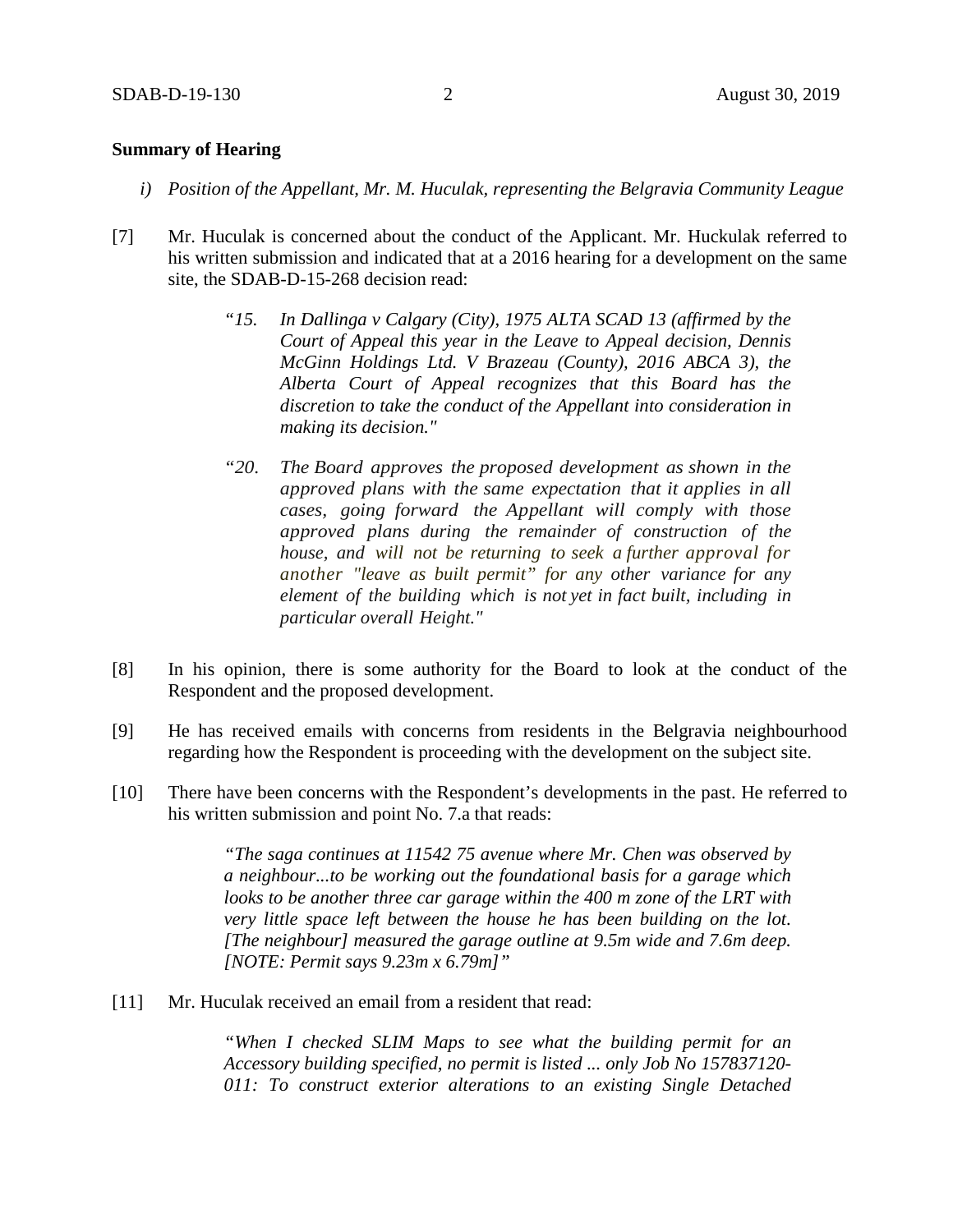**Summary of Hearing**

*i) Position of the Appellant, Mr. M. Huculak, representing the Belgravia Community League*

[7] Mr. Huculak is concerned about the conduct of the Applicant. Mr. Huckulak referred to his written submission and indicated that at a 2016 hearing for a development on the same site, the SDAB-D-15-268 decision read:

> *"15. In Dallinga v Calgary (City), 1975 ALTA SCAD 13 (affirmed by the Court of Appeal this year in the Leave to Appeal decision, Dennis McGinn Holdings Ltd. V Brazeau (County), 2016 ABCA 3), the Alberta Court of Appeal recognizes that this Board has the discretion to take the conduct of the Appellant into consideration in making its decision."*
>
> *"20. The Board approves the proposed development as shown in the approved plans with the same expectation that it applies in all cases, going forward the Appellant will comply with those approved plans during the remainder of construction of the house, and will not be returning to seek a further approval for another "leave as built permit" for any other variance for any element of the building which is not yet in fact built, including in particular overall Height."*

[8] In his opinion, there is some authority for the Board to look at the conduct of the Respondent and the proposed development.

[9] He has received emails with concerns from residents in the Belgravia neighbourhood regarding how the Respondent is proceeding with the development on the subject site.

[10] There have been concerns with the Respondent's developments in the past. He referred to his written submission and point No. 7.a that reads:

> *"The saga continues at 11542 75 avenue where Mr. Chen was observed by a neighbour...to be working out the foundational basis for a garage which looks to be another three car garage within the 400 m zone of the LRT with very little space left between the house he has been building on the lot. [The neighbour] measured the garage outline at 9.5m wide and 7.6m deep. [NOTE: Permit says 9.23m x 6.79m]"*

[11] Mr. Huculak received an email from a resident that read:

> *"When I checked SLIM Maps to see what the building permit for an Accessory building specified, no permit is listed ... only Job No 157837120-011: To construct exterior alterations to an existing Single Detached*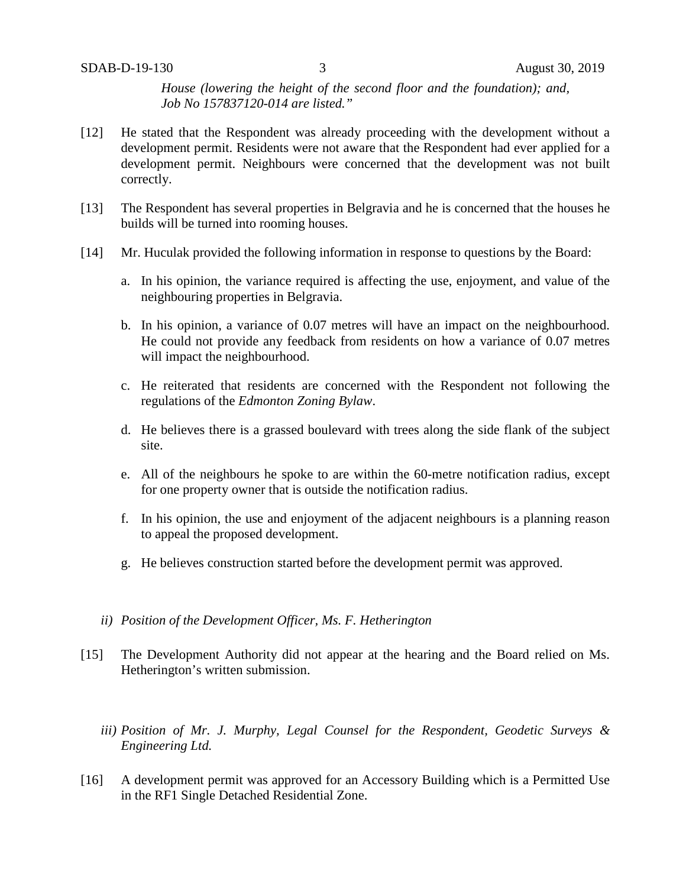*House (lowering the height of the second floor and the foundation); and, Job No 157837120-014 are listed."*

[12] He stated that the Respondent was already proceeding with the development without a development permit. Residents were not aware that the Respondent had ever applied for a development permit. Neighbours were concerned that the development was not built correctly.

[13] The Respondent has several properties in Belgravia and he is concerned that the houses he builds will be turned into rooming houses.

[14] Mr. Huculak provided the following information in response to questions by the Board:

a. In his opinion, the variance required is affecting the use, enjoyment, and value of the neighbouring properties in Belgravia.

b. In his opinion, a variance of 0.07 metres will have an impact on the neighbourhood. He could not provide any feedback from residents on how a variance of 0.07 metres will impact the neighbourhood.

c. He reiterated that residents are concerned with the Respondent not following the regulations of the *Edmonton Zoning Bylaw*.

d. He believes there is a grassed boulevard with trees along the side flank of the subject site.

e. All of the neighbours he spoke to are within the 60-metre notification radius, except for one property owner that is outside the notification radius.

f. In his opinion, the use and enjoyment of the adjacent neighbours is a planning reason to appeal the proposed development.

g. He believes construction started before the development permit was approved.

*ii) Position of the Development Officer, Ms. F. Hetherington*

[15] The Development Authority did not appear at the hearing and the Board relied on Ms. Hetherington's written submission.

*iii) Position of Mr. J. Murphy, Legal Counsel for the Respondent, Geodetic Surveys & Engineering Ltd.*

[16] A development permit was approved for an Accessory Building which is a Permitted Use in the RF1 Single Detached Residential Zone.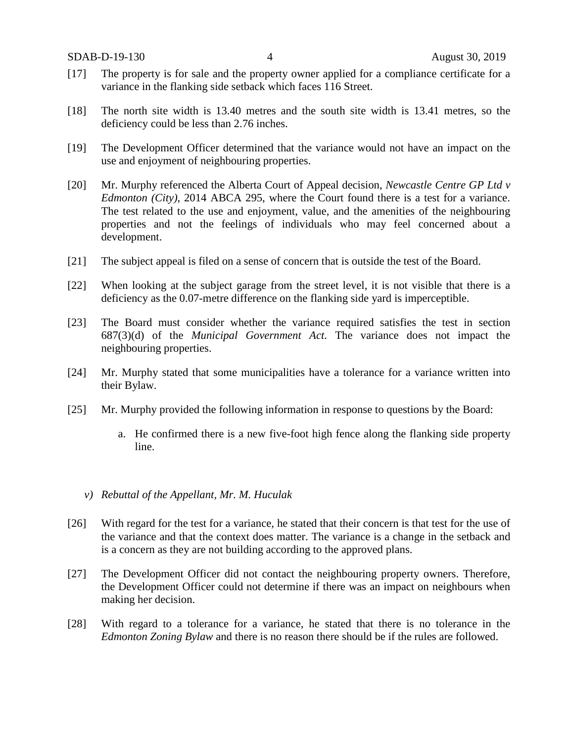[17] The property is for sale and the property owner applied for a compliance certificate for a variance in the flanking side setback which faces 116 Street.

[18] The north site width is 13.40 metres and the south site width is 13.41 metres, so the deficiency could be less than 2.76 inches.

[19] The Development Officer determined that the variance would not have an impact on the use and enjoyment of neighbouring properties.

[20] Mr. Murphy referenced the Alberta Court of Appeal decision, *Newcastle Centre GP Ltd v Edmonton (City)*, 2014 ABCA 295, where the Court found there is a test for a variance. The test related to the use and enjoyment, value, and the amenities of the neighbouring properties and not the feelings of individuals who may feel concerned about a development.

[21] The subject appeal is filed on a sense of concern that is outside the test of the Board.

[22] When looking at the subject garage from the street level, it is not visible that there is a deficiency as the 0.07-metre difference on the flanking side yard is imperceptible.

[23] The Board must consider whether the variance required satisfies the test in section 687(3)(d) of the *Municipal Government Act*. The variance does not impact the neighbouring properties.

[24] Mr. Murphy stated that some municipalities have a tolerance for a variance written into their Bylaw.

[25] Mr. Murphy provided the following information in response to questions by the Board:

a. He confirmed there is a new five-foot high fence along the flanking side property line.

*v) Rebuttal of the Appellant, Mr. M. Huculak*

[26] With regard for the test for a variance, he stated that their concern is that test for the use of the variance and that the context does matter. The variance is a change in the setback and is a concern as they are not building according to the approved plans.

[27] The Development Officer did not contact the neighbouring property owners. Therefore, the Development Officer could not determine if there was an impact on neighbours when making her decision.

[28] With regard to a tolerance for a variance, he stated that there is no tolerance in the *Edmonton Zoning Bylaw* and there is no reason there should be if the rules are followed.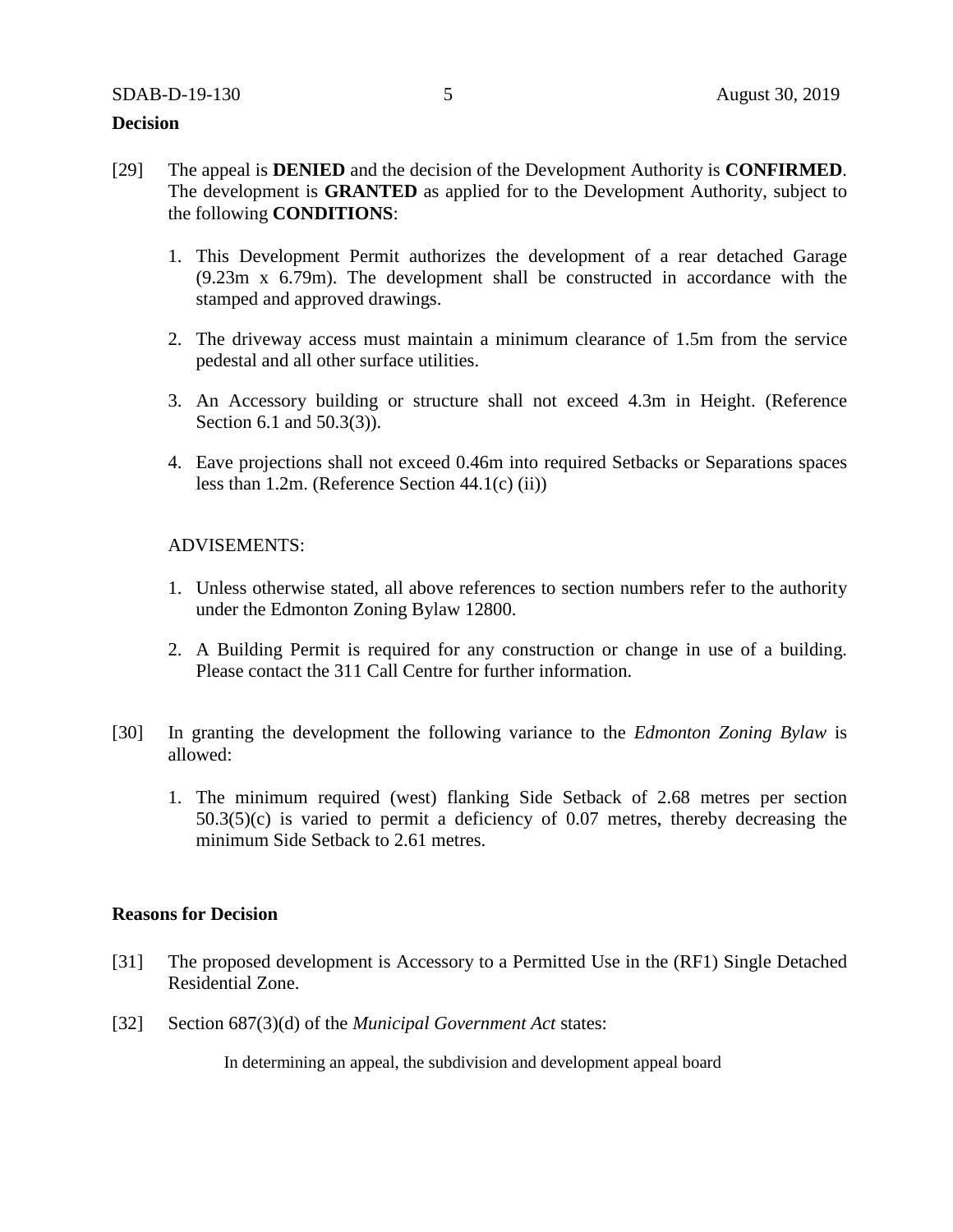**Decision**

[29] The appeal is **DENIED** and the decision of the Development Authority is **CONFIRMED**. The development is **GRANTED** as applied for to the Development Authority, subject to the following **CONDITIONS**:

1. This Development Permit authorizes the development of a rear detached Garage (9.23m x 6.79m). The development shall be constructed in accordance with the stamped and approved drawings.

2. The driveway access must maintain a minimum clearance of 1.5m from the service pedestal and all other surface utilities.

3. An Accessory building or structure shall not exceed 4.3m in Height. (Reference Section 6.1 and 50.3(3)).

4. Eave projections shall not exceed 0.46m into required Setbacks or Separations spaces less than 1.2m. (Reference Section 44.1(c) (ii))

ADVISEMENTS:

1. Unless otherwise stated, all above references to section numbers refer to the authority under the Edmonton Zoning Bylaw 12800.

2. A Building Permit is required for any construction or change in use of a building. Please contact the 311 Call Centre for further information.

[30] In granting the development the following variance to the *Edmonton Zoning Bylaw* is allowed:

1. The minimum required (west) flanking Side Setback of 2.68 metres per section 50.3(5)(c) is varied to permit a deficiency of 0.07 metres, thereby decreasing the minimum Side Setback to 2.61 metres.

**Reasons for Decision**

[31] The proposed development is Accessory to a Permitted Use in the (RF1) Single Detached Residential Zone.

[32] Section 687(3)(d) of the *Municipal Government Act* states:

> In determining an appeal, the subdivision and development appeal board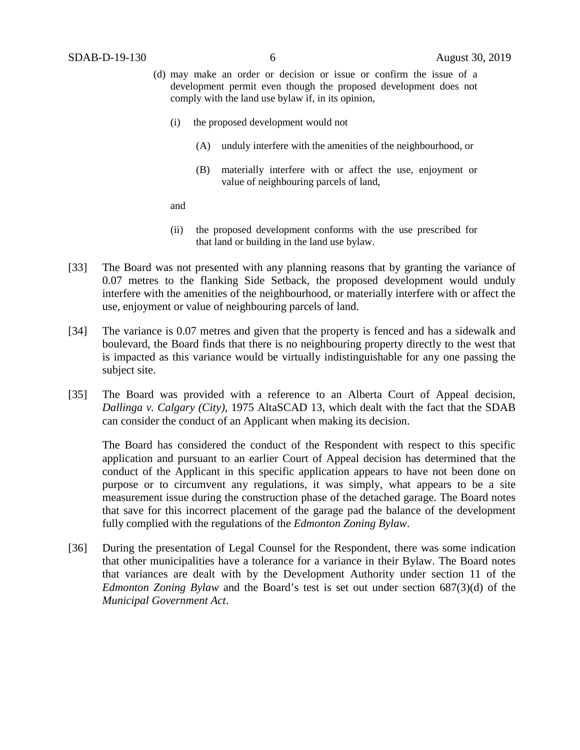(d) may make an order or decision or issue or confirm the issue of a development permit even though the proposed development does not comply with the land use bylaw if, in its opinion,

   (i) the proposed development would not

      (A) unduly interfere with the amenities of the neighbourhood, or

      (B) materially interfere with or affect the use, enjoyment or value of neighbouring parcels of land,

   and

   (ii) the proposed development conforms with the use prescribed for that land or building in the land use bylaw.

[33] The Board was not presented with any planning reasons that by granting the variance of 0.07 metres to the flanking Side Setback, the proposed development would unduly interfere with the amenities of the neighbourhood, or materially interfere with or affect the use, enjoyment or value of neighbouring parcels of land.

[34] The variance is 0.07 metres and given that the property is fenced and has a sidewalk and boulevard, the Board finds that there is no neighbouring property directly to the west that is impacted as this variance would be virtually indistinguishable for any one passing the subject site.

[35] The Board was provided with a reference to an Alberta Court of Appeal decision, *Dallinga v. Calgary (City)*, 1975 AltaSCAD 13, which dealt with the fact that the SDAB can consider the conduct of an Applicant when making its decision.

The Board has considered the conduct of the Respondent with respect to this specific application and pursuant to an earlier Court of Appeal decision has determined that the conduct of the Applicant in this specific application appears to have not been done on purpose or to circumvent any regulations, it was simply, what appears to be a site measurement issue during the construction phase of the detached garage. The Board notes that save for this incorrect placement of the garage pad the balance of the development fully complied with the regulations of the *Edmonton Zoning Bylaw*.

[36] During the presentation of Legal Counsel for the Respondent, there was some indication that other municipalities have a tolerance for a variance in their Bylaw. The Board notes that variances are dealt with by the Development Authority under section 11 of the *Edmonton Zoning Bylaw* and the Board's test is set out under section 687(3)(d) of the *Municipal Government Act*.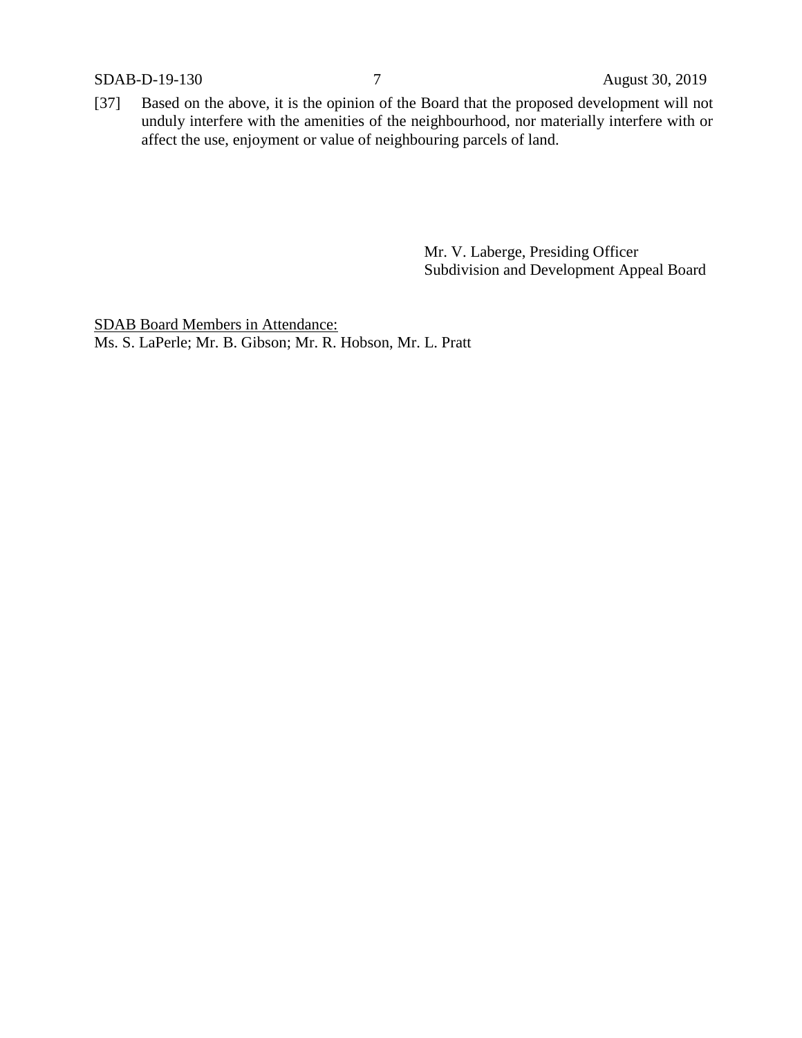[37] Based on the above, it is the opinion of the Board that the proposed development will not unduly interfere with the amenities of the neighbourhood, nor materially interfere with or affect the use, enjoyment or value of neighbouring parcels of land.

Mr. V. Laberge, Presiding Officer
Subdivision and Development Appeal Board

<u>SDAB Board Members in Attendance:</u>
Ms. S. LaPerle; Mr. B. Gibson; Mr. R. Hobson, Mr. L. Pratt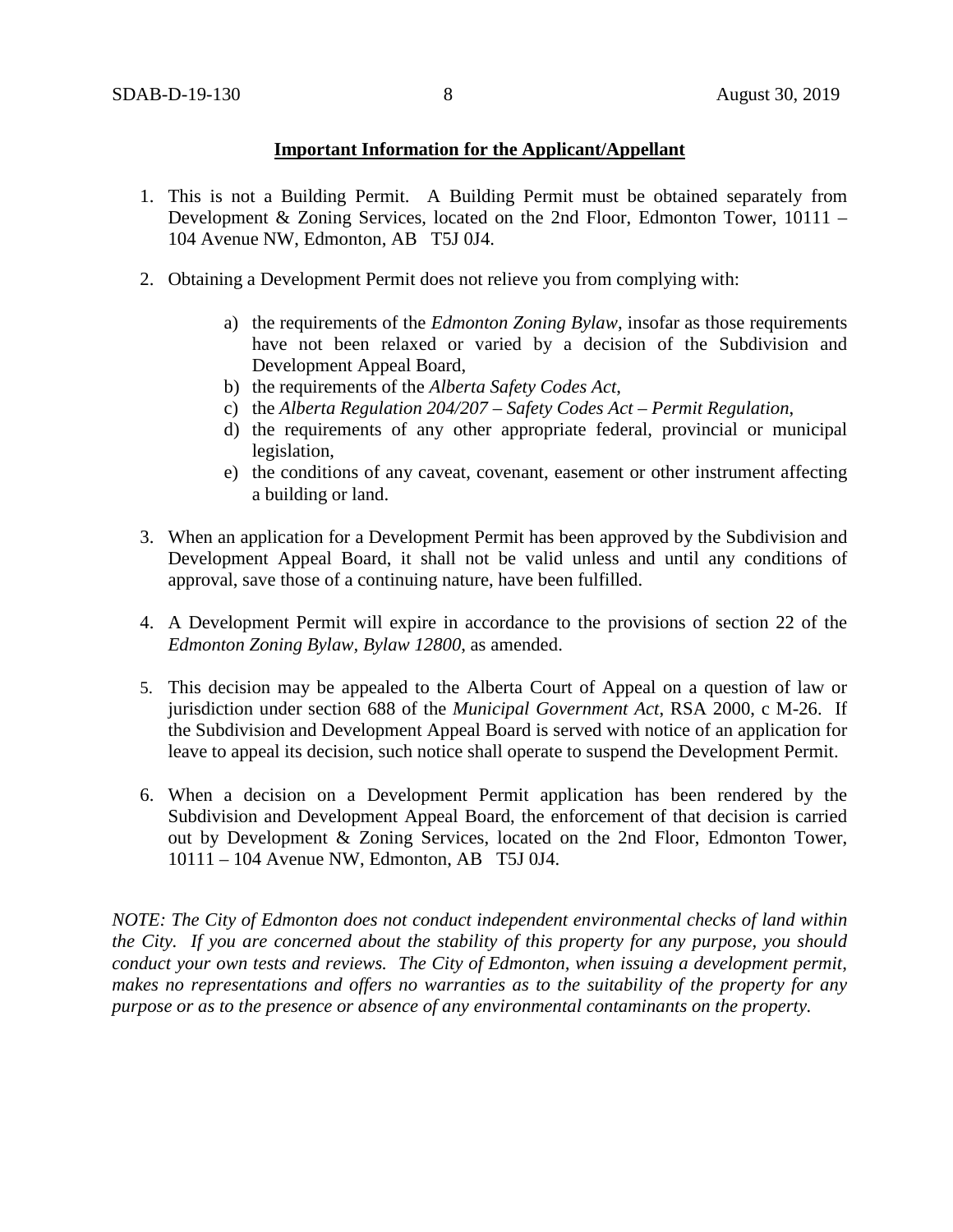**Important Information for the Applicant/Appellant**

1. This is not a Building Permit. A Building Permit must be obtained separately from Development & Zoning Services, located on the 2nd Floor, Edmonton Tower, 10111 – 104 Avenue NW, Edmonton, AB T5J 0J4.

2. Obtaining a Development Permit does not relieve you from complying with:

    a) the requirements of the *Edmonton Zoning Bylaw*, insofar as those requirements have not been relaxed or varied by a decision of the Subdivision and Development Appeal Board,
    b) the requirements of the *Alberta Safety Codes Act*,
    c) the *Alberta Regulation 204/207 – Safety Codes Act – Permit Regulation*,
    d) the requirements of any other appropriate federal, provincial or municipal legislation,
    e) the conditions of any caveat, covenant, easement or other instrument affecting a building or land.

3. When an application for a Development Permit has been approved by the Subdivision and Development Appeal Board, it shall not be valid unless and until any conditions of approval, save those of a continuing nature, have been fulfilled.

4. A Development Permit will expire in accordance to the provisions of section 22 of the *Edmonton Zoning Bylaw, Bylaw 12800*, as amended.

5. This decision may be appealed to the Alberta Court of Appeal on a question of law or jurisdiction under section 688 of the *Municipal Government Act*, RSA 2000, c M-26. If the Subdivision and Development Appeal Board is served with notice of an application for leave to appeal its decision, such notice shall operate to suspend the Development Permit.

6. When a decision on a Development Permit application has been rendered by the Subdivision and Development Appeal Board, the enforcement of that decision is carried out by Development & Zoning Services, located on the 2nd Floor, Edmonton Tower, 10111 – 104 Avenue NW, Edmonton, AB T5J 0J4.

*NOTE: The City of Edmonton does not conduct independent environmental checks of land within the City. If you are concerned about the stability of this property for any purpose, you should conduct your own tests and reviews. The City of Edmonton, when issuing a development permit, makes no representations and offers no warranties as to the suitability of the property for any purpose or as to the presence or absence of any environmental contaminants on the property.*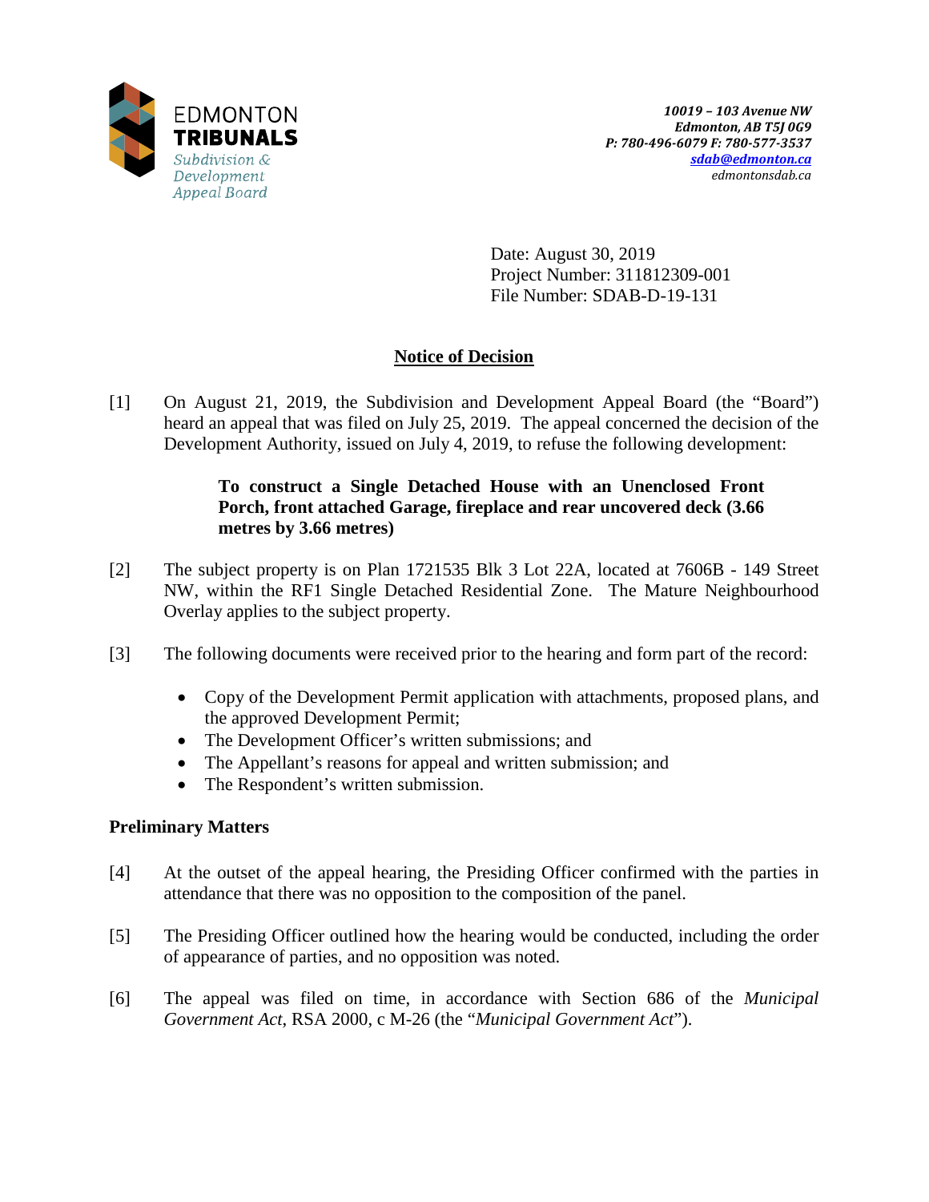EDMONTON
**TRIBUNALS**
*Subdivision & Development Appeal Board*

*10019 – 103 Avenue NW*
*Edmonton, AB T5J 0G9*
*P: 780-496-6079 F: 780-577-3537*
*sdab@edmonton.ca*
*edmontonsdab.ca*

Date: August 30, 2019
Project Number: 311812309-001
File Number: SDAB-D-19-131

## Notice of Decision

[1] On August 21, 2019, the Subdivision and Development Appeal Board (the "Board") heard an appeal that was filed on July 25, 2019. The appeal concerned the decision of the Development Authority, issued on July 4, 2019, to refuse the following development:

> **To construct a Single Detached House with an Unenclosed Front Porch, front attached Garage, fireplace and rear uncovered deck (3.66 metres by 3.66 metres)**

[2] The subject property is on Plan 1721535 Blk 3 Lot 22A, located at 7606B - 149 Street NW, within the RF1 Single Detached Residential Zone. The Mature Neighbourhood Overlay applies to the subject property.

[3] The following documents were received prior to the hearing and form part of the record:

- Copy of the Development Permit application with attachments, proposed plans, and the approved Development Permit;
- The Development Officer's written submissions; and
- The Appellant's reasons for appeal and written submission; and
- The Respondent's written submission.

### Preliminary Matters

[4] At the outset of the appeal hearing, the Presiding Officer confirmed with the parties in attendance that there was no opposition to the composition of the panel.

[5] The Presiding Officer outlined how the hearing would be conducted, including the order of appearance of parties, and no opposition was noted.

[6] The appeal was filed on time, in accordance with Section 686 of the *Municipal Government Act*, RSA 2000, c M-26 (the "*Municipal Government Act*").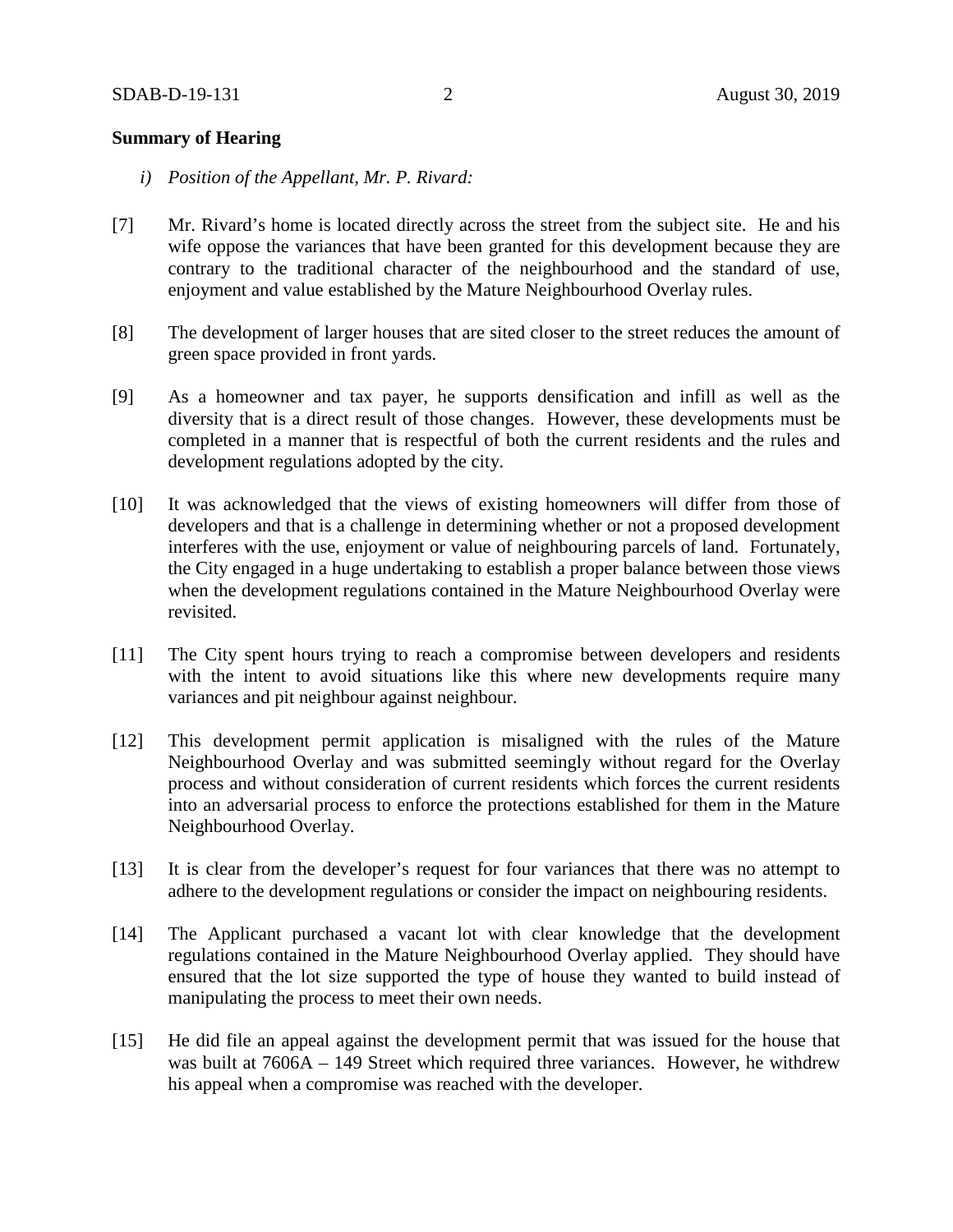## Summary of Hearing

*i) Position of the Appellant, Mr. P. Rivard:*

[7] Mr. Rivard's home is located directly across the street from the subject site. He and his wife oppose the variances that have been granted for this development because they are contrary to the traditional character of the neighbourhood and the standard of use, enjoyment and value established by the Mature Neighbourhood Overlay rules.

[8] The development of larger houses that are sited closer to the street reduces the amount of green space provided in front yards.

[9] As a homeowner and tax payer, he supports densification and infill as well as the diversity that is a direct result of those changes. However, these developments must be completed in a manner that is respectful of both the current residents and the rules and development regulations adopted by the city.

[10] It was acknowledged that the views of existing homeowners will differ from those of developers and that is a challenge in determining whether or not a proposed development interferes with the use, enjoyment or value of neighbouring parcels of land. Fortunately, the City engaged in a huge undertaking to establish a proper balance between those views when the development regulations contained in the Mature Neighbourhood Overlay were revisited.

[11] The City spent hours trying to reach a compromise between developers and residents with the intent to avoid situations like this where new developments require many variances and pit neighbour against neighbour.

[12] This development permit application is misaligned with the rules of the Mature Neighbourhood Overlay and was submitted seemingly without regard for the Overlay process and without consideration of current residents which forces the current residents into an adversarial process to enforce the protections established for them in the Mature Neighbourhood Overlay.

[13] It is clear from the developer's request for four variances that there was no attempt to adhere to the development regulations or consider the impact on neighbouring residents.

[14] The Applicant purchased a vacant lot with clear knowledge that the development regulations contained in the Mature Neighbourhood Overlay applied. They should have ensured that the lot size supported the type of house they wanted to build instead of manipulating the process to meet their own needs.

[15] He did file an appeal against the development permit that was issued for the house that was built at 7606A – 149 Street which required three variances. However, he withdrew his appeal when a compromise was reached with the developer.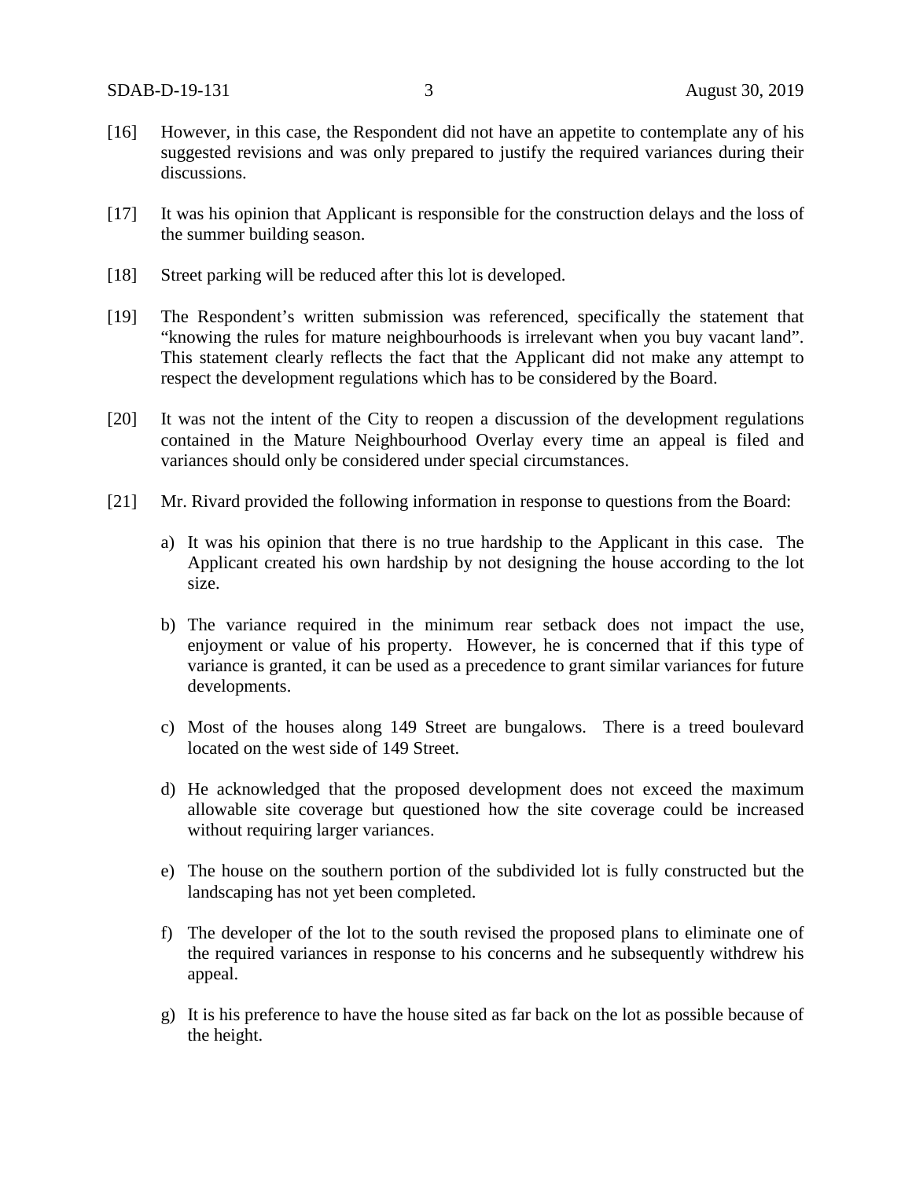[16] However, in this case, the Respondent did not have an appetite to contemplate any of his suggested revisions and was only prepared to justify the required variances during their discussions.

[17] It was his opinion that Applicant is responsible for the construction delays and the loss of the summer building season.

[18] Street parking will be reduced after this lot is developed.

[19] The Respondent's written submission was referenced, specifically the statement that "knowing the rules for mature neighbourhoods is irrelevant when you buy vacant land". This statement clearly reflects the fact that the Applicant did not make any attempt to respect the development regulations which has to be considered by the Board.

[20] It was not the intent of the City to reopen a discussion of the development regulations contained in the Mature Neighbourhood Overlay every time an appeal is filed and variances should only be considered under special circumstances.

[21] Mr. Rivard provided the following information in response to questions from the Board:

a) It was his opinion that there is no true hardship to the Applicant in this case. The Applicant created his own hardship by not designing the house according to the lot size.

b) The variance required in the minimum rear setback does not impact the use, enjoyment or value of his property. However, he is concerned that if this type of variance is granted, it can be used as a precedence to grant similar variances for future developments.

c) Most of the houses along 149 Street are bungalows. There is a treed boulevard located on the west side of 149 Street.

d) He acknowledged that the proposed development does not exceed the maximum allowable site coverage but questioned how the site coverage could be increased without requiring larger variances.

e) The house on the southern portion of the subdivided lot is fully constructed but the landscaping has not yet been completed.

f) The developer of the lot to the south revised the proposed plans to eliminate one of the required variances in response to his concerns and he subsequently withdrew his appeal.

g) It is his preference to have the house sited as far back on the lot as possible because of the height.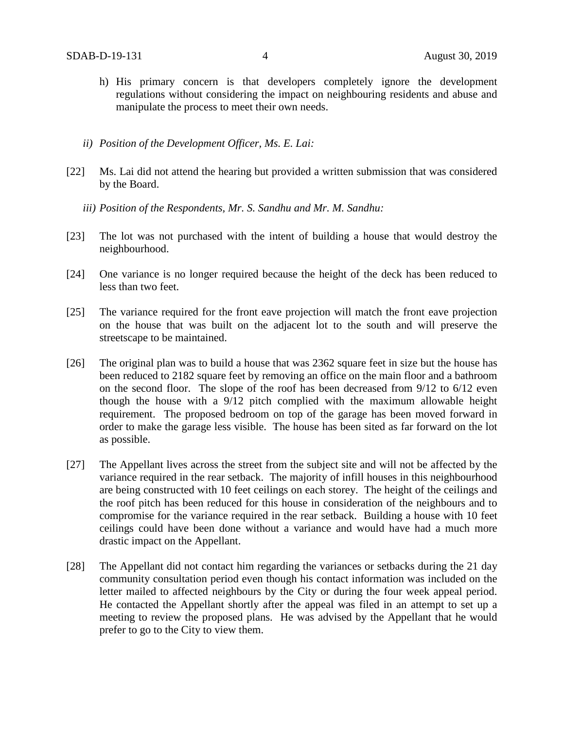h) His primary concern is that developers completely ignore the development regulations without considering the impact on neighbouring residents and abuse and manipulate the process to meet their own needs.

*ii) Position of the Development Officer, Ms. E. Lai:*

[22] Ms. Lai did not attend the hearing but provided a written submission that was considered by the Board.

*iii) Position of the Respondents, Mr. S. Sandhu and Mr. M. Sandhu:*

[23] The lot was not purchased with the intent of building a house that would destroy the neighbourhood.

[24] One variance is no longer required because the height of the deck has been reduced to less than two feet.

[25] The variance required for the front eave projection will match the front eave projection on the house that was built on the adjacent lot to the south and will preserve the streetscape to be maintained.

[26] The original plan was to build a house that was 2362 square feet in size but the house has been reduced to 2182 square feet by removing an office on the main floor and a bathroom on the second floor. The slope of the roof has been decreased from 9/12 to 6/12 even though the house with a 9/12 pitch complied with the maximum allowable height requirement. The proposed bedroom on top of the garage has been moved forward in order to make the garage less visible. The house has been sited as far forward on the lot as possible.

[27] The Appellant lives across the street from the subject site and will not be affected by the variance required in the rear setback. The majority of infill houses in this neighbourhood are being constructed with 10 feet ceilings on each storey. The height of the ceilings and the roof pitch has been reduced for this house in consideration of the neighbours and to compromise for the variance required in the rear setback. Building a house with 10 feet ceilings could have been done without a variance and would have had a much more drastic impact on the Appellant.

[28] The Appellant did not contact him regarding the variances or setbacks during the 21 day community consultation period even though his contact information was included on the letter mailed to affected neighbours by the City or during the four week appeal period. He contacted the Appellant shortly after the appeal was filed in an attempt to set up a meeting to review the proposed plans. He was advised by the Appellant that he would prefer to go to the City to view them.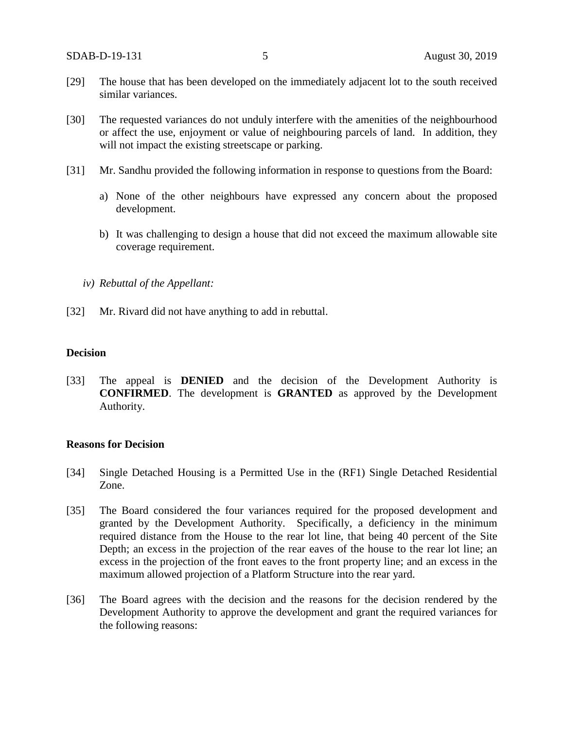[29] The house that has been developed on the immediately adjacent lot to the south received similar variances.

[30] The requested variances do not unduly interfere with the amenities of the neighbourhood or affect the use, enjoyment or value of neighbouring parcels of land. In addition, they will not impact the existing streetscape or parking.

[31] Mr. Sandhu provided the following information in response to questions from the Board:

a) None of the other neighbours have expressed any concern about the proposed development.

b) It was challenging to design a house that did not exceed the maximum allowable site coverage requirement.

*iv) Rebuttal of the Appellant:*

[32] Mr. Rivard did not have anything to add in rebuttal.

**Decision**

[33] The appeal is **DENIED** and the decision of the Development Authority is **CONFIRMED**. The development is **GRANTED** as approved by the Development Authority.

**Reasons for Decision**

[34] Single Detached Housing is a Permitted Use in the (RF1) Single Detached Residential Zone.

[35] The Board considered the four variances required for the proposed development and granted by the Development Authority. Specifically, a deficiency in the minimum required distance from the House to the rear lot line, that being 40 percent of the Site Depth; an excess in the projection of the rear eaves of the house to the rear lot line; an excess in the projection of the front eaves to the front property line; and an excess in the maximum allowed projection of a Platform Structure into the rear yard.

[36] The Board agrees with the decision and the reasons for the decision rendered by the Development Authority to approve the development and grant the required variances for the following reasons: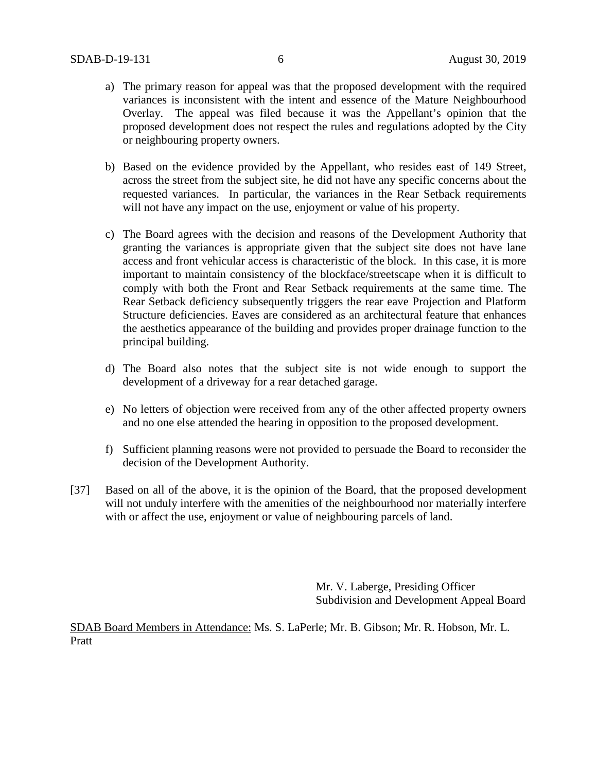a) The primary reason for appeal was that the proposed development with the required variances is inconsistent with the intent and essence of the Mature Neighbourhood Overlay. The appeal was filed because it was the Appellant's opinion that the proposed development does not respect the rules and regulations adopted by the City or neighbouring property owners.

b) Based on the evidence provided by the Appellant, who resides east of 149 Street, across the street from the subject site, he did not have any specific concerns about the requested variances. In particular, the variances in the Rear Setback requirements will not have any impact on the use, enjoyment or value of his property.

c) The Board agrees with the decision and reasons of the Development Authority that granting the variances is appropriate given that the subject site does not have lane access and front vehicular access is characteristic of the block. In this case, it is more important to maintain consistency of the blockface/streetscape when it is difficult to comply with both the Front and Rear Setback requirements at the same time. The Rear Setback deficiency subsequently triggers the rear eave Projection and Platform Structure deficiencies. Eaves are considered as an architectural feature that enhances the aesthetics appearance of the building and provides proper drainage function to the principal building.

d) The Board also notes that the subject site is not wide enough to support the development of a driveway for a rear detached garage.

e) No letters of objection were received from any of the other affected property owners and no one else attended the hearing in opposition to the proposed development.

f) Sufficient planning reasons were not provided to persuade the Board to reconsider the decision of the Development Authority.

[37] Based on all of the above, it is the opinion of the Board, that the proposed development will not unduly interfere with the amenities of the neighbourhood nor materially interfere with or affect the use, enjoyment or value of neighbouring parcels of land.

Mr. V. Laberge, Presiding Officer
Subdivision and Development Appeal Board

SDAB Board Members in Attendance: Ms. S. LaPerle; Mr. B. Gibson; Mr. R. Hobson, Mr. L. Pratt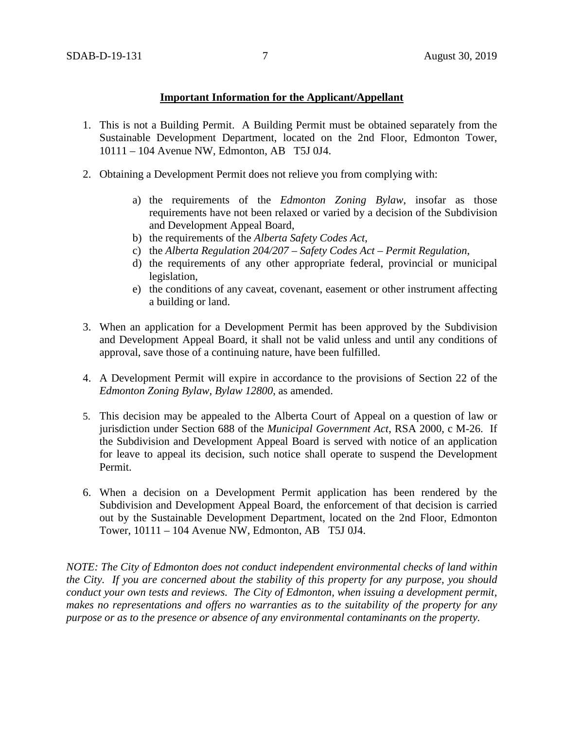**Important Information for the Applicant/Appellant**

1. This is not a Building Permit. A Building Permit must be obtained separately from the Sustainable Development Department, located on the 2nd Floor, Edmonton Tower, 10111 – 104 Avenue NW, Edmonton, AB T5J 0J4.

2. Obtaining a Development Permit does not relieve you from complying with:

   a) the requirements of the *Edmonton Zoning Bylaw*, insofar as those requirements have not been relaxed or varied by a decision of the Subdivision and Development Appeal Board,
   b) the requirements of the *Alberta Safety Codes Act*,
   c) the *Alberta Regulation 204/207 – Safety Codes Act – Permit Regulation*,
   d) the requirements of any other appropriate federal, provincial or municipal legislation,
   e) the conditions of any caveat, covenant, easement or other instrument affecting a building or land.

3. When an application for a Development Permit has been approved by the Subdivision and Development Appeal Board, it shall not be valid unless and until any conditions of approval, save those of a continuing nature, have been fulfilled.

4. A Development Permit will expire in accordance to the provisions of Section 22 of the *Edmonton Zoning Bylaw, Bylaw 12800*, as amended.

5. This decision may be appealed to the Alberta Court of Appeal on a question of law or jurisdiction under Section 688 of the *Municipal Government Act*, RSA 2000, c M-26. If the Subdivision and Development Appeal Board is served with notice of an application for leave to appeal its decision, such notice shall operate to suspend the Development Permit.

6. When a decision on a Development Permit application has been rendered by the Subdivision and Development Appeal Board, the enforcement of that decision is carried out by the Sustainable Development Department, located on the 2nd Floor, Edmonton Tower, 10111 – 104 Avenue NW, Edmonton, AB T5J 0J4.

*NOTE: The City of Edmonton does not conduct independent environmental checks of land within the City. If you are concerned about the stability of this property for any purpose, you should conduct your own tests and reviews. The City of Edmonton, when issuing a development permit, makes no representations and offers no warranties as to the suitability of the property for any purpose or as to the presence or absence of any environmental contaminants on the property.*